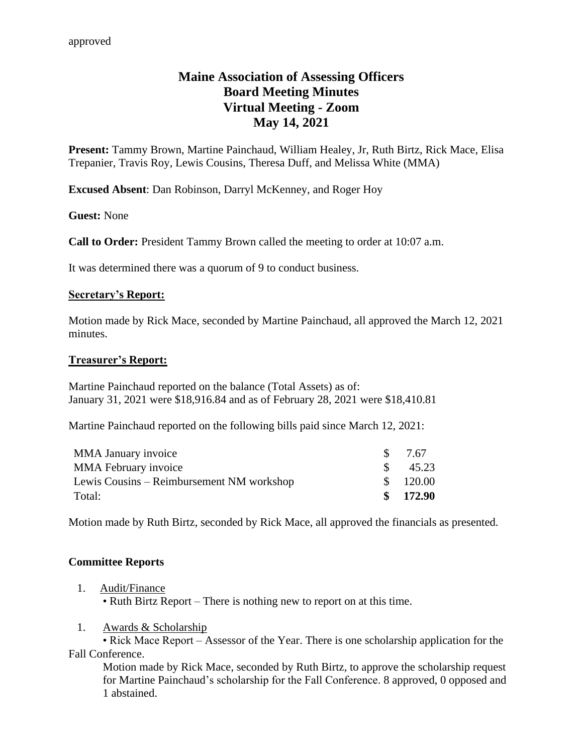approved

# Maine Association of Assessing Officers
# Board Meeting Minutes
# Virtual Meeting - Zoom
# May 14, 2021

**Present:** Tammy Brown, Martine Painchaud, William Healey, Jr, Ruth Birtz, Rick Mace, Elisa Trepanier, Travis Roy, Lewis Cousins, Theresa Duff, and Melissa White (MMA)

**Excused Absent**: Dan Robinson, Darryl McKenney, and Roger Hoy

**Guest:** None

**Call to Order:** President Tammy Brown called the meeting to order at 10:07 a.m.

It was determined there was a quorum of 9 to conduct business.

## Secretary's Report:

Motion made by Rick Mace, seconded by Martine Painchaud, all approved the March 12, 2021 minutes.

## Treasurer's Report:

Martine Painchaud reported on the balance (Total Assets) as of:
January 31, 2021 were $18,916.84 and as of February 28, 2021 were $18,410.81

Martine Painchaud reported on the following bills paid since March 12, 2021:

| | |
|---|---|
| MMA January invoice | $ 7.67 |
| MMA February invoice | $ 45.23 |
| Lewis Cousins – Reimbursement NM workshop | $ 120.00 |
| Total: | **$ 172.90** |

Motion made by Ruth Birtz, seconded by Rick Mace, all approved the financials as presented.

## Committee Reports

1. Audit/Finance
   - Ruth Birtz Report – There is nothing new to report on at this time.

1. Awards & Scholarship
   - Rick Mace Report – Assessor of the Year. There is one scholarship application for the Fall Conference.

   Motion made by Rick Mace, seconded by Ruth Birtz, to approve the scholarship request for Martine Painchaud's scholarship for the Fall Conference. 8 approved, 0 opposed and 1 abstained.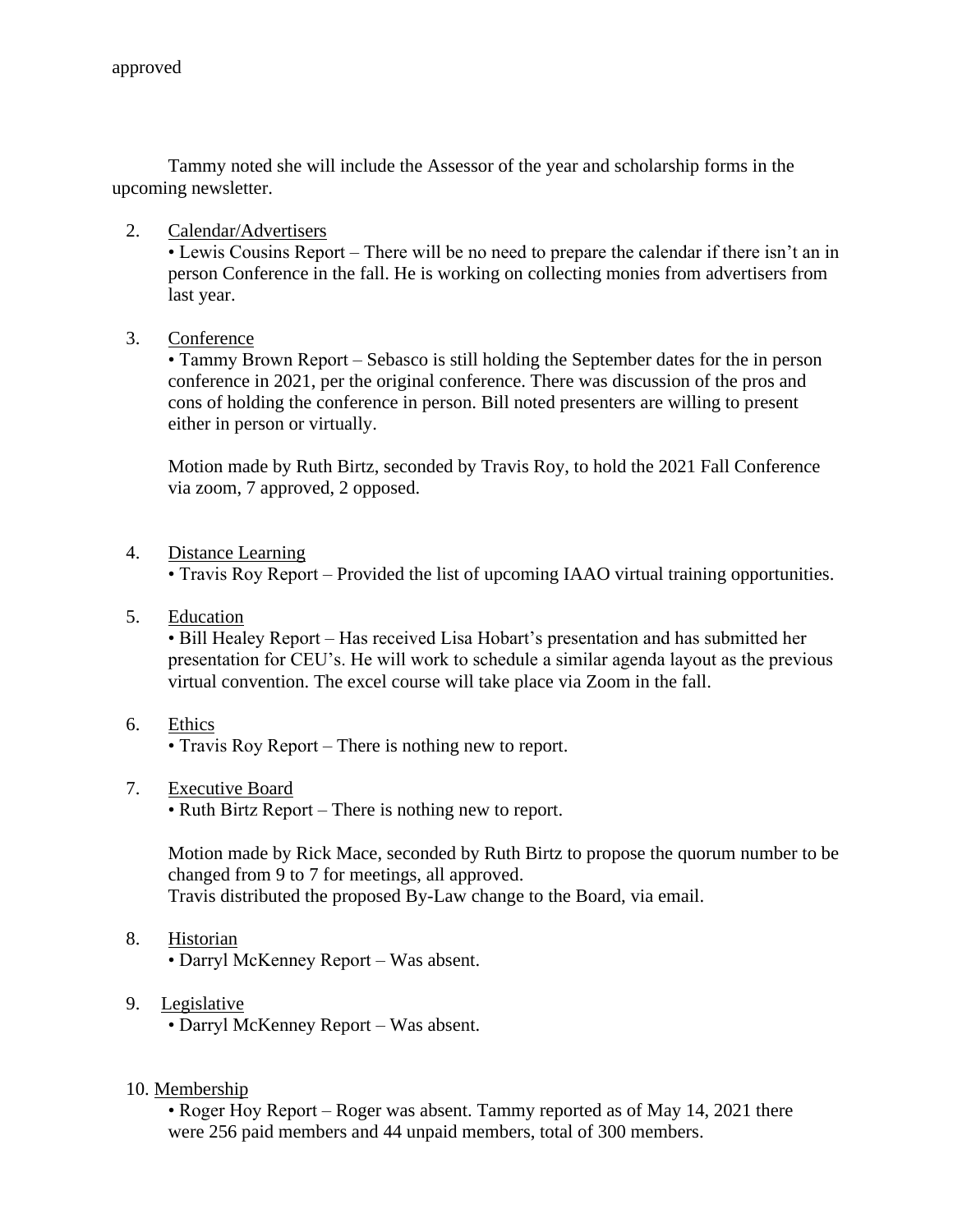approved

Tammy noted she will include the Assessor of the year and scholarship forms in the upcoming newsletter.

2. Calendar/Advertisers
   • Lewis Cousins Report – There will be no need to prepare the calendar if there isn't an in person Conference in the fall. He is working on collecting monies from advertisers from last year.

3. Conference
   • Tammy Brown Report – Sebasco is still holding the September dates for the in person conference in 2021, per the original conference. There was discussion of the pros and cons of holding the conference in person. Bill noted presenters are willing to present either in person or virtually.

   Motion made by Ruth Birtz, seconded by Travis Roy, to hold the 2021 Fall Conference via zoom, 7 approved, 2 opposed.

4. Distance Learning
   • Travis Roy Report – Provided the list of upcoming IAAO virtual training opportunities.

5. Education
   • Bill Healey Report – Has received Lisa Hobart's presentation and has submitted her presentation for CEU's. He will work to schedule a similar agenda layout as the previous virtual convention. The excel course will take place via Zoom in the fall.

6. Ethics
   • Travis Roy Report – There is nothing new to report.

7. Executive Board
   • Ruth Birtz Report – There is nothing new to report.

   Motion made by Rick Mace, seconded by Ruth Birtz to propose the quorum number to be changed from 9 to 7 for meetings, all approved.
   Travis distributed the proposed By-Law change to the Board, via email.

8. Historian
   • Darryl McKenney Report – Was absent.

9. Legislative
   • Darryl McKenney Report – Was absent.

10. Membership
    • Roger Hoy Report – Roger was absent. Tammy reported as of May 14, 2021 there were 256 paid members and 44 unpaid members, total of 300 members.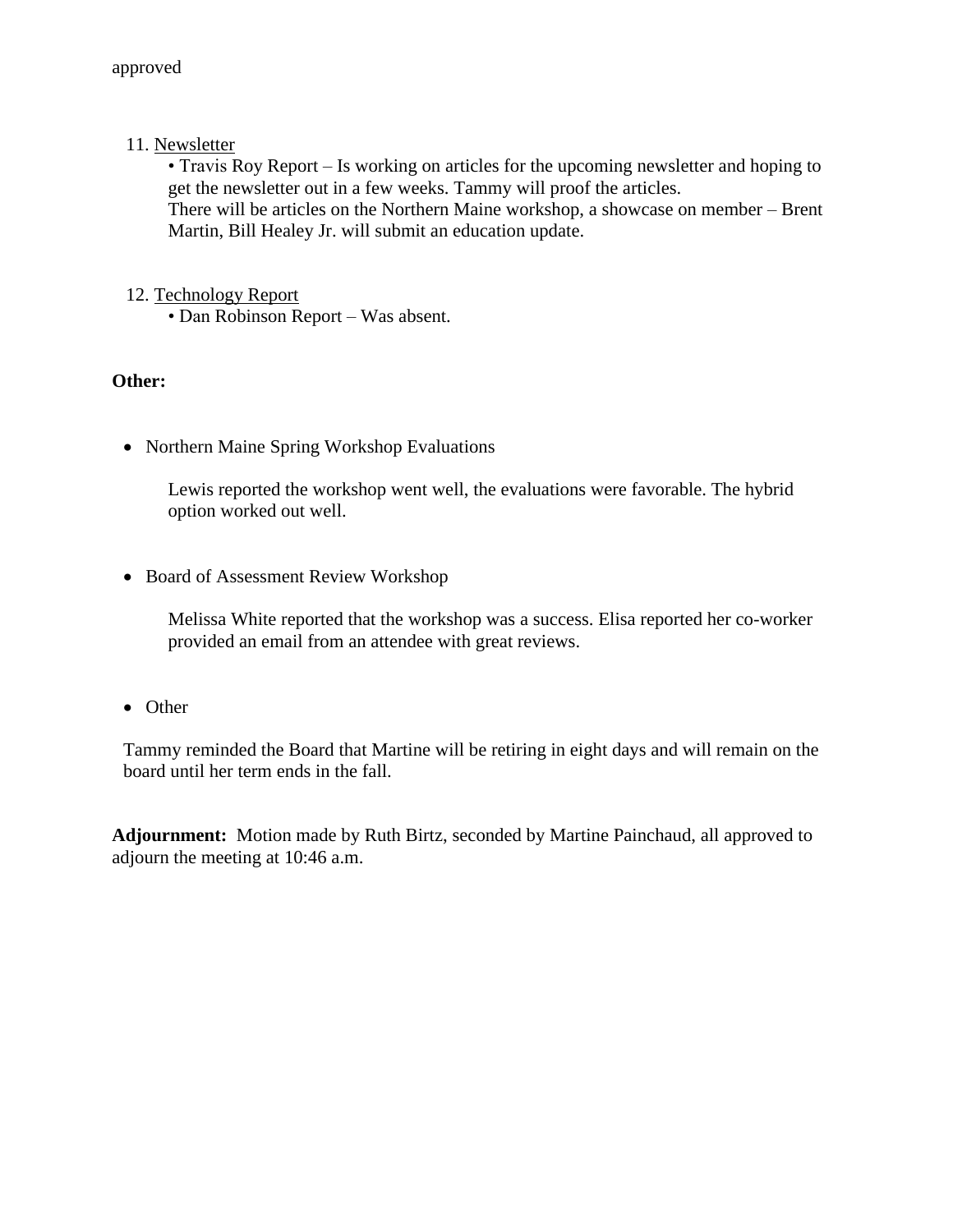approved

11. Newsletter
    - Travis Roy Report – Is working on articles for the upcoming newsletter and hoping to get the newsletter out in a few weeks. Tammy will proof the articles.
    There will be articles on the Northern Maine workshop, a showcase on member – Brent Martin, Bill Healey Jr. will submit an education update.

12. Technology Report
    - Dan Robinson Report – Was absent.

**Other:**

- Northern Maine Spring Workshop Evaluations

  Lewis reported the workshop went well, the evaluations were favorable. The hybrid option worked out well.

- Board of Assessment Review Workshop

  Melissa White reported that the workshop was a success. Elisa reported her co-worker provided an email from an attendee with great reviews.

- Other

Tammy reminded the Board that Martine will be retiring in eight days and will remain on the board until her term ends in the fall.

**Adjournment:** Motion made by Ruth Birtz, seconded by Martine Painchaud, all approved to adjourn the meeting at 10:46 a.m.